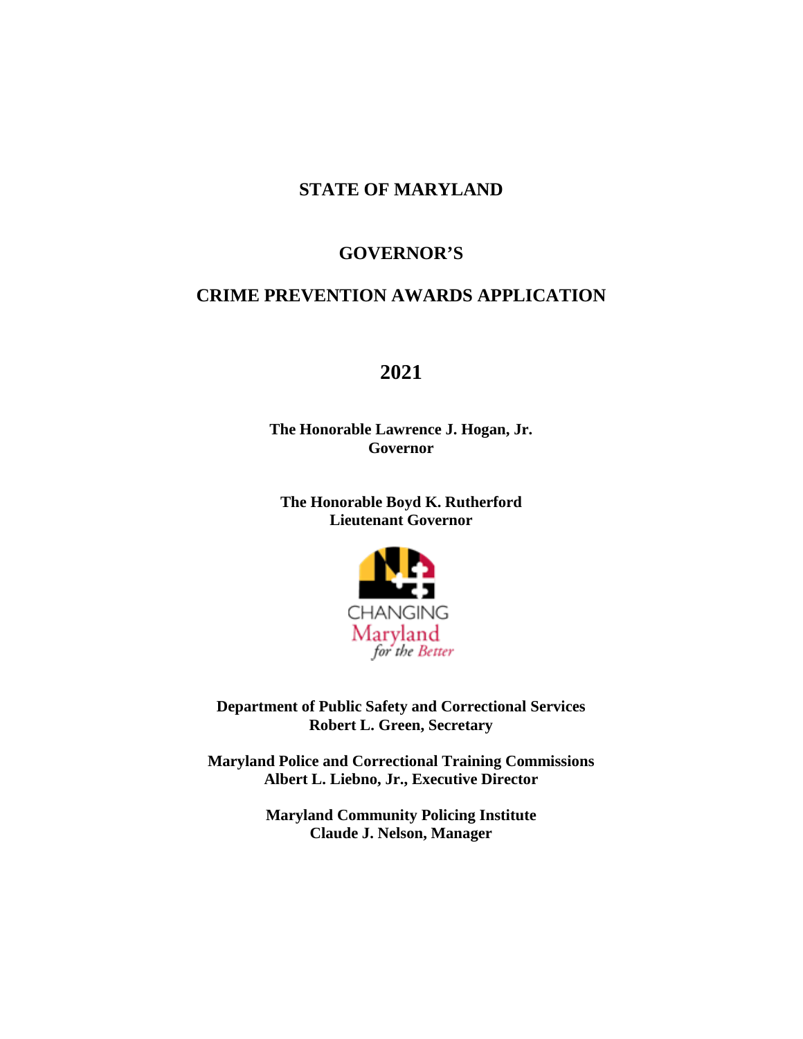# STATE OF MARYLAND

## GOVERNOR'S

## CRIME PREVENTION AWARDS APPLICATION

## 2021

**The Honorable Lawrence J. Hogan, Jr.**
**Governor**

**The Honorable Boyd K. Rutherford**
**Lieutenant Governor**

CHANGING
Maryland
*for the Better*

**Department of Public Safety and Correctional Services**
**Robert L. Green, Secretary**

**Maryland Police and Correctional Training Commissions**
**Albert L. Liebno, Jr., Executive Director**

**Maryland Community Policing Institute**
**Claude J. Nelson, Manager**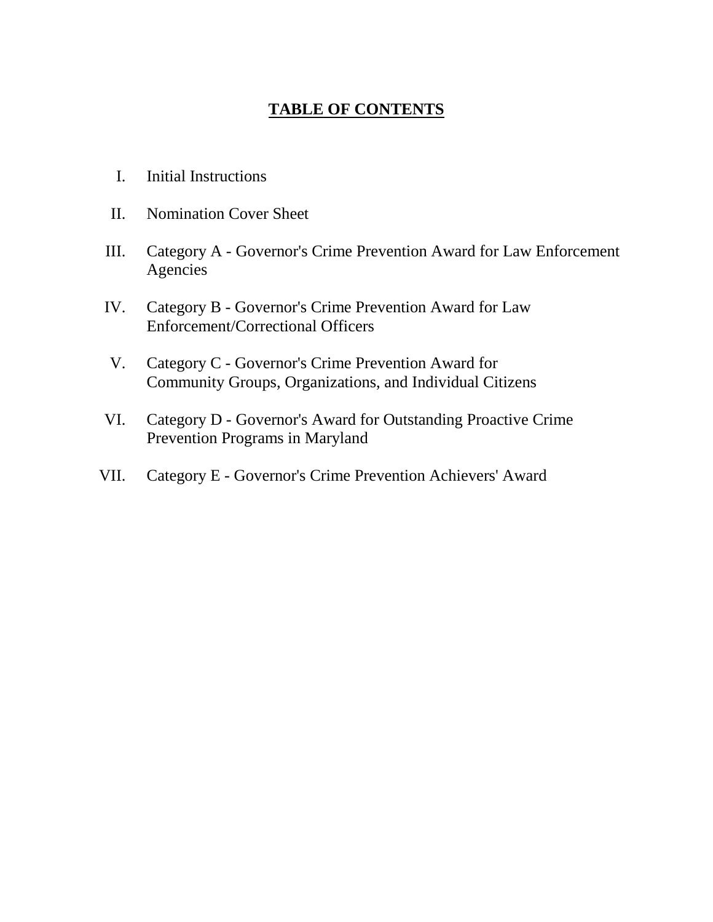# TABLE OF CONTENTS

I. Initial Instructions

II. Nomination Cover Sheet

III. Category A - Governor's Crime Prevention Award for Law Enforcement Agencies

IV. Category B - Governor's Crime Prevention Award for Law Enforcement/Correctional Officers

V. Category C - Governor's Crime Prevention Award for Community Groups, Organizations, and Individual Citizens

VI. Category D - Governor's Award for Outstanding Proactive Crime Prevention Programs in Maryland

VII. Category E - Governor's Crime Prevention Achievers' Award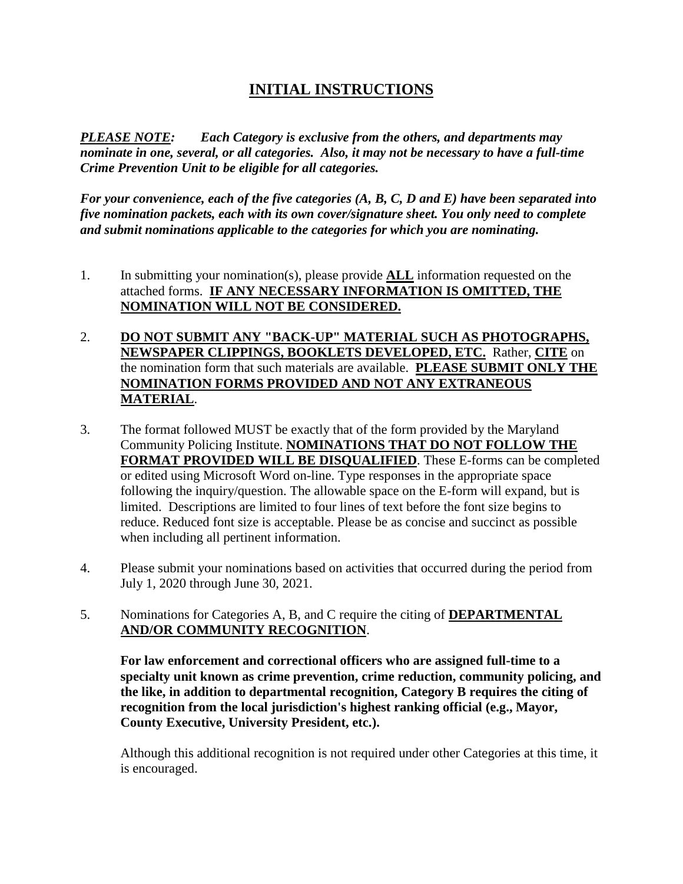# INITIAL INSTRUCTIONS

***PLEASE NOTE:*** ***Each Category is exclusive from the others, and departments may nominate in one, several, or all categories. Also, it may not be necessary to have a full-time Crime Prevention Unit to be eligible for all categories.***

***For your convenience, each of the five categories (A, B, C, D and E) have been separated into five nomination packets, each with its own cover/signature sheet. You only need to complete and submit nominations applicable to the categories for which you are nominating.***

1. In submitting your nomination(s), please provide **ALL** information requested on the attached forms. **IF ANY NECESSARY INFORMATION IS OMITTED, THE NOMINATION WILL NOT BE CONSIDERED.**

2. **DO NOT SUBMIT ANY "BACK-UP" MATERIAL SUCH AS PHOTOGRAPHS, NEWSPAPER CLIPPINGS, BOOKLETS DEVELOPED, ETC.** Rather, **CITE** on the nomination form that such materials are available. **PLEASE SUBMIT ONLY THE NOMINATION FORMS PROVIDED AND NOT ANY EXTRANEOUS MATERIAL**.

3. The format followed MUST be exactly that of the form provided by the Maryland Community Policing Institute. **NOMINATIONS THAT DO NOT FOLLOW THE FORMAT PROVIDED WILL BE DISQUALIFIED**. These E-forms can be completed or edited using Microsoft Word on-line. Type responses in the appropriate space following the inquiry/question. The allowable space on the E-form will expand, but is limited. Descriptions are limited to four lines of text before the font size begins to reduce. Reduced font size is acceptable. Please be as concise and succinct as possible when including all pertinent information.

4. Please submit your nominations based on activities that occurred during the period from July 1, 2020 through June 30, 2021.

5. Nominations for Categories A, B, and C require the citing of **DEPARTMENTAL AND/OR COMMUNITY RECOGNITION**.

   **For law enforcement and correctional officers who are assigned full-time to a specialty unit known as crime prevention, crime reduction, community policing, and the like, in addition to departmental recognition, Category B requires the citing of recognition from the local jurisdiction's highest ranking official (e.g., Mayor, County Executive, University President, etc.).**

   Although this additional recognition is not required under other Categories at this time, it is encouraged.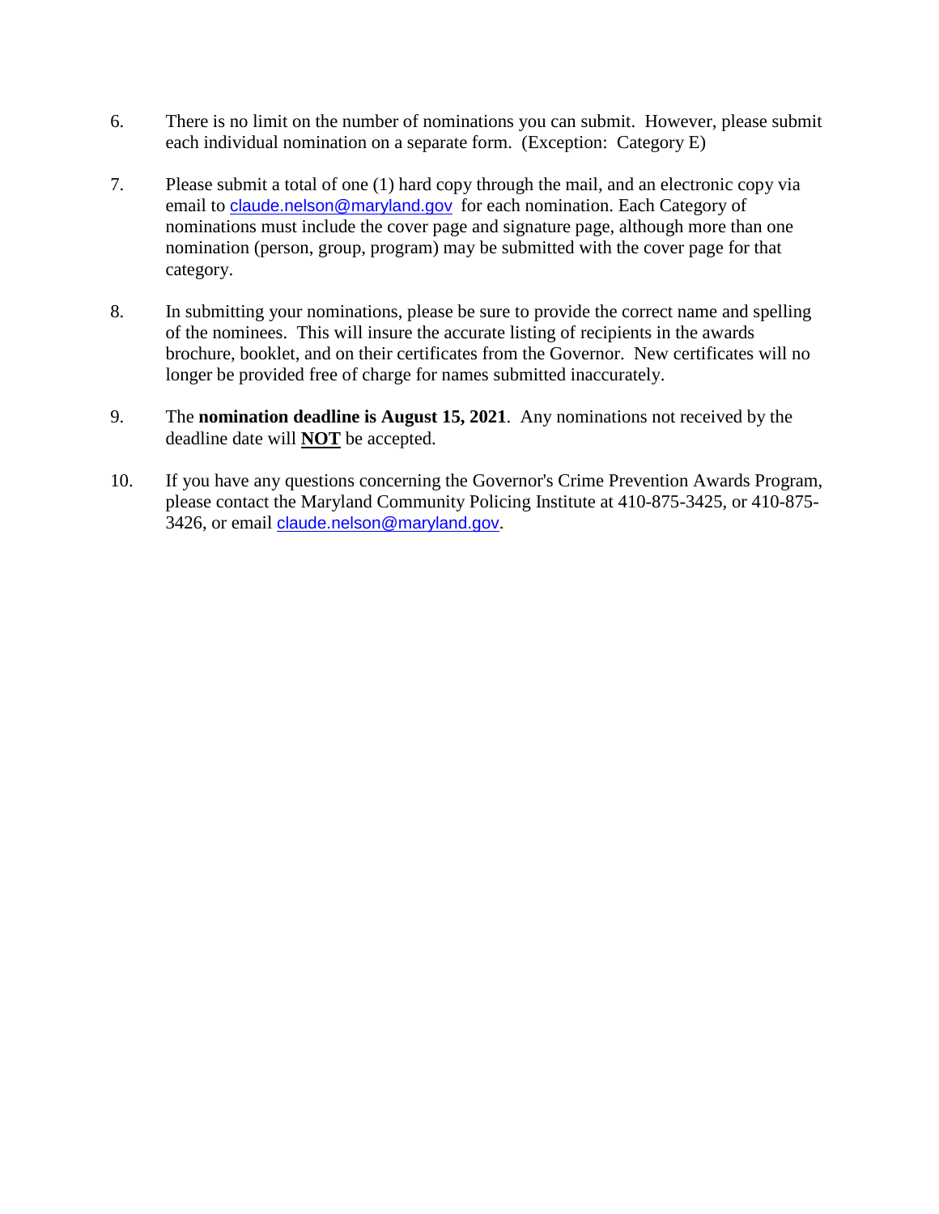6. There is no limit on the number of nominations you can submit. However, please submit each individual nomination on a separate form. (Exception: Category E)

7. Please submit a total of one (1) hard copy through the mail, and an electronic copy via email to claude.nelson@maryland.gov for each nomination. Each Category of nominations must include the cover page and signature page, although more than one nomination (person, group, program) may be submitted with the cover page for that category.

8. In submitting your nominations, please be sure to provide the correct name and spelling of the nominees. This will insure the accurate listing of recipients in the awards brochure, booklet, and on their certificates from the Governor. New certificates will no longer be provided free of charge for names submitted inaccurately.

9. The **nomination deadline is August 15, 2021**. Any nominations not received by the deadline date will **NOT** be accepted.

10. If you have any questions concerning the Governor's Crime Prevention Awards Program, please contact the Maryland Community Policing Institute at 410-875-3425, or 410-875-3426, or email claude.nelson@maryland.gov.